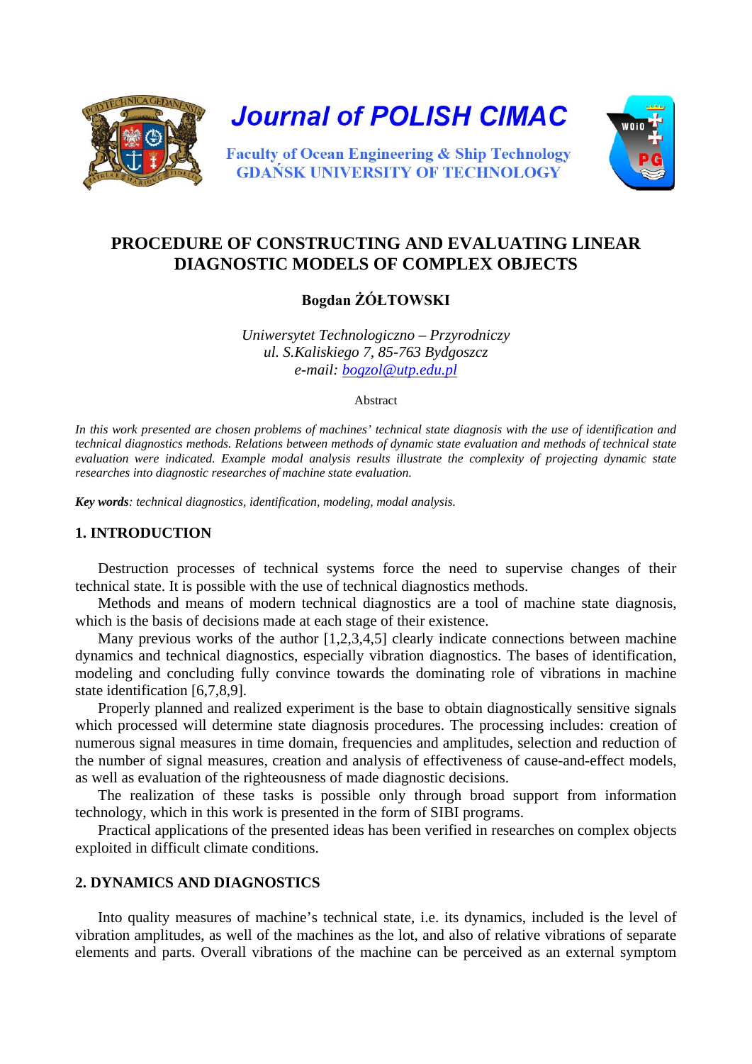Journal of POLISH CIMAC

Faculty of Ocean Engineering & Ship Technology
GDAŃSK UNIVERSITY OF TECHNOLOGY

# PROCEDURE OF CONSTRUCTING AND EVALUATING LINEAR DIAGNOSTIC MODELS OF COMPLEX OBJECTS

**Bogdan ŻÓŁTOWSKI**

*Uniwersytet Technologiczno – Przyrodniczy*
*ul. S.Kaliskiego 7, 85-763 Bydgoszcz*
*e-mail: bogzol@utp.edu.pl*

Abstract

*In this work presented are chosen problems of machines' technical state diagnosis with the use of identification and technical diagnostics methods. Relations between methods of dynamic state evaluation and methods of technical state evaluation were indicated. Example modal analysis results illustrate the complexity of projecting dynamic state researches into diagnostic researches of machine state evaluation.*

***Key words**: technical diagnostics, identification, modeling, modal analysis.*

## 1. INTRODUCTION

Destruction processes of technical systems force the need to supervise changes of their technical state. It is possible with the use of technical diagnostics methods.

Methods and means of modern technical diagnostics are a tool of machine state diagnosis, which is the basis of decisions made at each stage of their existence.

Many previous works of the author [1,2,3,4,5] clearly indicate connections between machine dynamics and technical diagnostics, especially vibration diagnostics. The bases of identification, modeling and concluding fully convince towards the dominating role of vibrations in machine state identification [6,7,8,9].

Properly planned and realized experiment is the base to obtain diagnostically sensitive signals which processed will determine state diagnosis procedures. The processing includes: creation of numerous signal measures in time domain, frequencies and amplitudes, selection and reduction of the number of signal measures, creation and analysis of effectiveness of cause-and-effect models, as well as evaluation of the righteousness of made diagnostic decisions.

The realization of these tasks is possible only through broad support from information technology, which in this work is presented in the form of SIBI programs.

Practical applications of the presented ideas has been verified in researches on complex objects exploited in difficult climate conditions.

## 2. DYNAMICS AND DIAGNOSTICS

Into quality measures of machine's technical state, i.e. its dynamics, included is the level of vibration amplitudes, as well of the machines as the lot, and also of relative vibrations of separate elements and parts. Overall vibrations of the machine can be perceived as an external symptom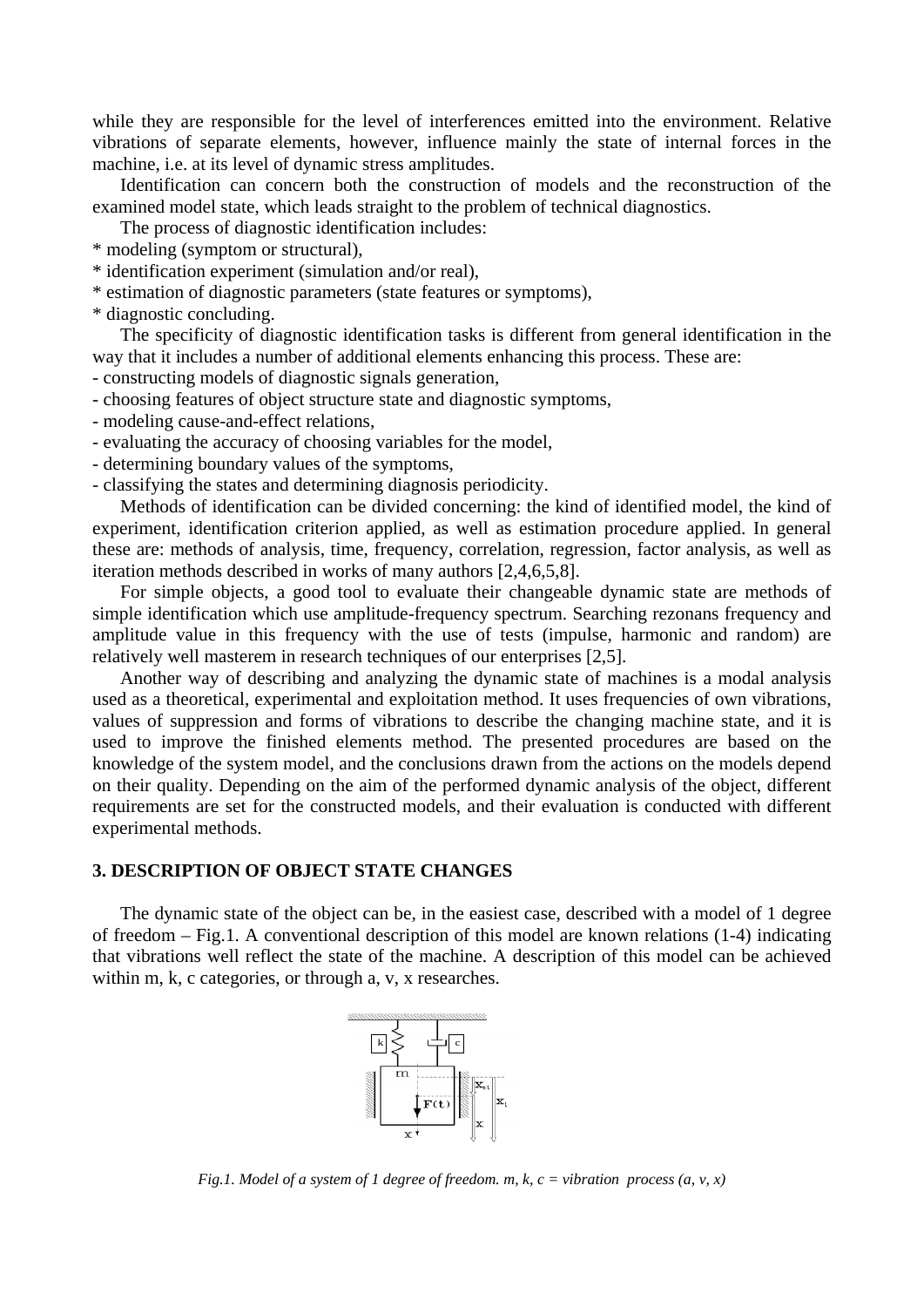while they are responsible for the level of interferences emitted into the environment. Relative vibrations of separate elements, however, influence mainly the state of internal forces in the machine, i.e. at its level of dynamic stress amplitudes.

Identification can concern both the construction of models and the reconstruction of the examined model state, which leads straight to the problem of technical diagnostics.

The process of diagnostic identification includes:

* modeling (symptom or structural),
* identification experiment (simulation and/or real),
* estimation of diagnostic parameters (state features or symptoms),
* diagnostic concluding.

The specificity of diagnostic identification tasks is different from general identification in the way that it includes a number of additional elements enhancing this process. These are:

- constructing models of diagnostic signals generation,
- choosing features of object structure state and diagnostic symptoms,
- modeling cause-and-effect relations,
- evaluating the accuracy of choosing variables for the model,
- determining boundary values of the symptoms,
- classifying the states and determining diagnosis periodicity.

Methods of identification can be divided concerning: the kind of identified model, the kind of experiment, identification criterion applied, as well as estimation procedure applied. In general these are: methods of analysis, time, frequency, correlation, regression, factor analysis, as well as iteration methods described in works of many authors [2,4,6,5,8].

For simple objects, a good tool to evaluate their changeable dynamic state are methods of simple identification which use amplitude-frequency spectrum. Searching rezonans frequency and amplitude value in this frequency with the use of tests (impulse, harmonic and random) are relatively well masterem in research techniques of our enterprises [2,5].

Another way of describing and analyzing the dynamic state of machines is a modal analysis used as a theoretical, experimental and exploitation method. It uses frequencies of own vibrations, values of suppression and forms of vibrations to describe the changing machine state, and it is used to improve the finished elements method. The presented procedures are based on the knowledge of the system model, and the conclusions drawn from the actions on the models depend on their quality. Depending on the aim of the performed dynamic analysis of the object, different requirements are set for the constructed models, and their evaluation is conducted with different experimental methods.

## 3. DESCRIPTION OF OBJECT STATE CHANGES

The dynamic state of the object can be, in the easiest case, described with a model of 1 degree of freedom – Fig.1. A conventional description of this model are known relations (1-4) indicating that vibrations well reflect the state of the machine. A description of this model can be achieved within m, k, c categories, or through a, v, x researches.

*Fig.1. Model of a system of 1 degree of freedom. m, k, c = vibration process (a, v, x)*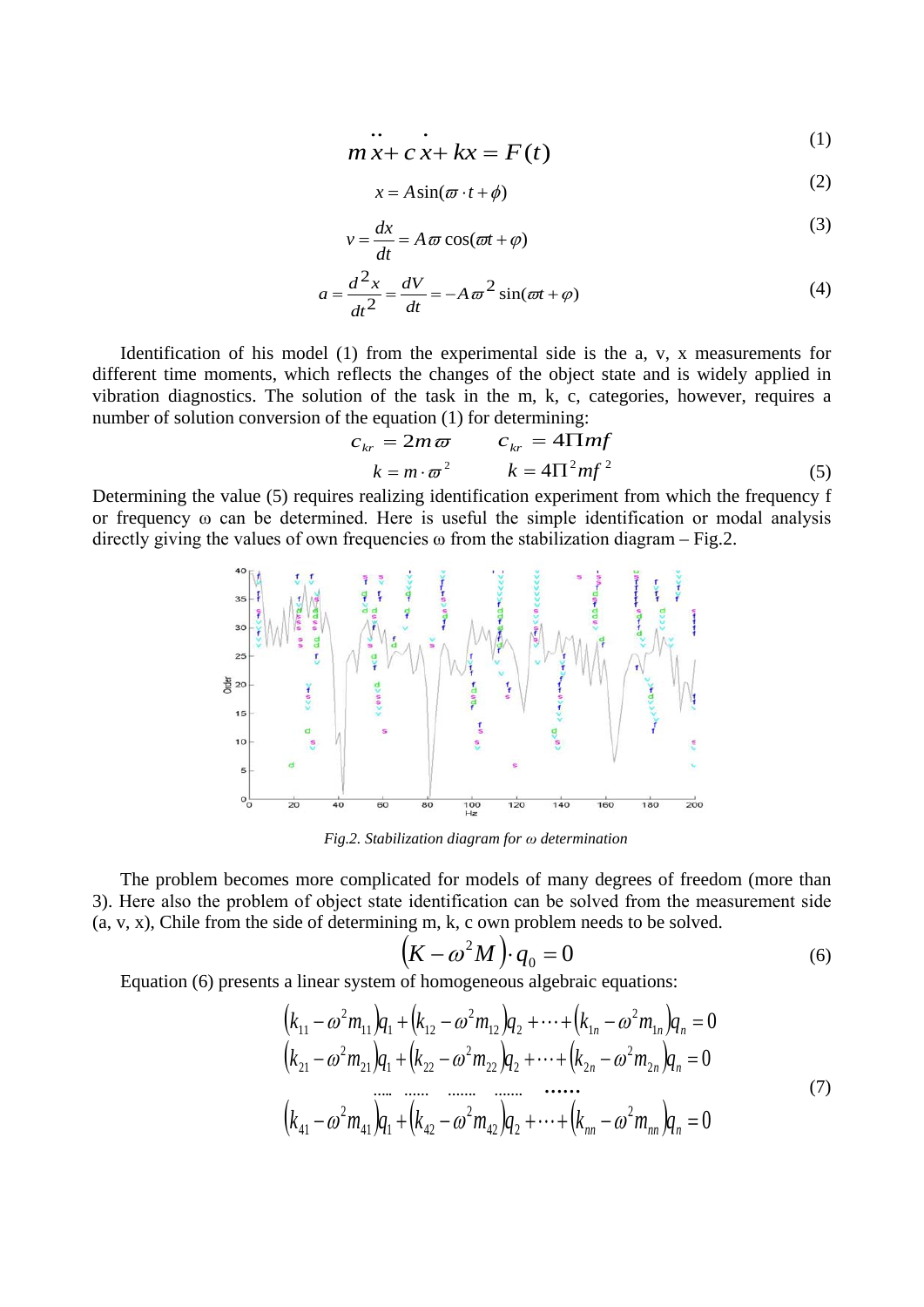$$m\ddot{x} + c\dot{x} + kx = F(t) \tag{1}$$

$$x = A\sin(\varpi \cdot t + \phi) \tag{2}$$

$$v = \frac{dx}{dt} = A\varpi\cos(\varpi t + \varphi) \tag{3}$$

$$a = \frac{d^2x}{dt^2} = \frac{dV}{dt} = -A\varpi^2\sin(\varpi t + \varphi) \tag{4}$$

Identification of his model (1) from the experimental side is the a, v, x measurements for different time moments, which reflects the changes of the object state and is widely applied in vibration diagnostics. The solution of the task in the m, k, c, categories, however, requires a number of solution conversion of the equation (1) for determining:

$$c_{kr} = 2m\varpi \qquad c_{kr} = 4\Pi mf$$
$$k = m\cdot\varpi^2 \qquad k = 4\Pi^2 mf^2 \tag{5}$$

Determining the value (5) requires realizing identification experiment from which the frequency f or frequency ω can be determined. Here is useful the simple identification or modal analysis directly giving the values of own frequencies ω from the stabilization diagram – Fig.2.

*Fig.2. Stabilization diagram for ω determination*

The problem becomes more complicated for models of many degrees of freedom (more than 3). Here also the problem of object state identification can be solved from the measurement side (a, v, x), Chile from the side of determining m, k, c own problem needs to be solved.

$$\left(K - \omega^2 M\right)\cdot q_0 = 0 \tag{6}$$

Equation (6) presents a linear system of homogeneous algebraic equations:

$$\begin{aligned}
&\left(k_{11} - \omega^2 m_{11}\right)q_1 + \left(k_{12} - \omega^2 m_{12}\right)q_2 + \cdots + \left(k_{1n} - \omega^2 m_{1n}\right)q_n = 0\\
&\left(k_{21} - \omega^2 m_{21}\right)q_1 + \left(k_{22} - \omega^2 m_{22}\right)q_2 + \cdots + \left(k_{2n} - \omega^2 m_{2n}\right)q_n = 0\\
&\ldots\ldots \quad \ldots\ldots \quad \ldots\ldots \quad \ldots\ldots \quad \ldots\ldots\\
&\left(k_{41} - \omega^2 m_{41}\right)q_1 + \left(k_{42} - \omega^2 m_{42}\right)q_2 + \cdots + \left(k_{nn} - \omega^2 m_{nn}\right)q_n = 0
\end{aligned} \tag{7}$$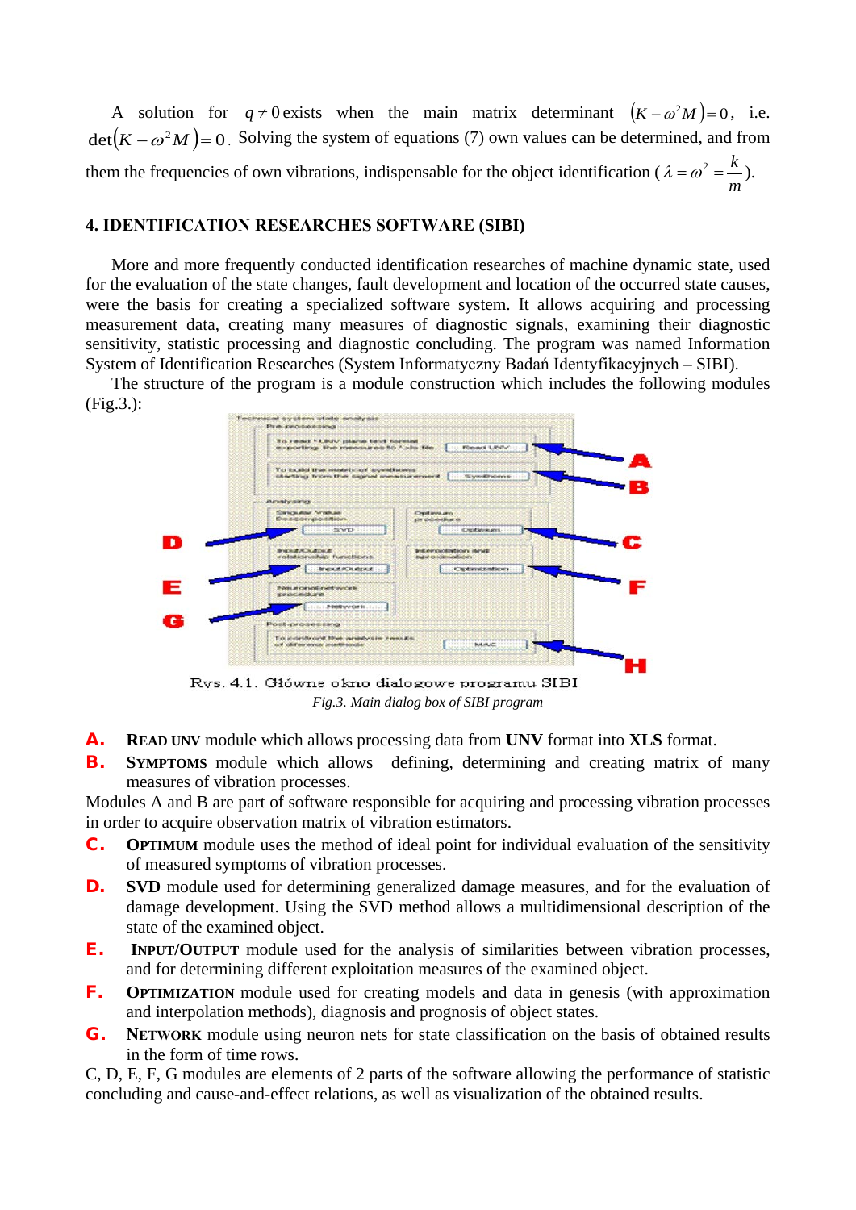A solution for $q \neq 0$ exists when the main matrix determinant $(K - \omega^2 M) = 0$, i.e. $\det(K - \omega^2 M) = 0$. Solving the system of equations (7) own values can be determined, and from them the frequencies of own vibrations, indispensable for the object identification ($\lambda = \omega^2 = \frac{k}{m}$).

## 4. IDENTIFICATION RESEARCHES SOFTWARE (SIBI)

More and more frequently conducted identification researches of machine dynamic state, used for the evaluation of the state changes, fault development and location of the occurred state causes, were the basis for creating a specialized software system. It allows acquiring and processing measurement data, creating many measures of diagnostic signals, examining their diagnostic sensitivity, statistic processing and diagnostic concluding. The program was named Information System of Identification Researches (System Informatyczny Badań Identyfikacyjnych – SIBI).

The structure of the program is a module construction which includes the following modules (Fig.3.):

Rys. 4.1. Główne okno dialogowe programu SIBI

*Fig.3. Main dialog box of SIBI program*

- **A.** **READ UNV** module which allows processing data from **UNV** format into **XLS** format.
- **B.** **SYMPTOMS** module which allows defining, determining and creating matrix of many measures of vibration processes.

Modules A and B are part of software responsible for acquiring and processing vibration processes in order to acquire observation matrix of vibration estimators.

- **C.** **OPTIMUM** module uses the method of ideal point for individual evaluation of the sensitivity of measured symptoms of vibration processes.
- **D.** **SVD** module used for determining generalized damage measures, and for the evaluation of damage development. Using the SVD method allows a multidimensional description of the state of the examined object.
- **E.** **INPUT/OUTPUT** module used for the analysis of similarities between vibration processes, and for determining different exploitation measures of the examined object.
- **F.** **OPTIMIZATION** module used for creating models and data in genesis (with approximation and interpolation methods), diagnosis and prognosis of object states.
- **G.** **NETWORK** module using neuron nets for state classification on the basis of obtained results in the form of time rows.

C, D, E, F, G modules are elements of 2 parts of the software allowing the performance of statistic concluding and cause-and-effect relations, as well as visualization of the obtained results.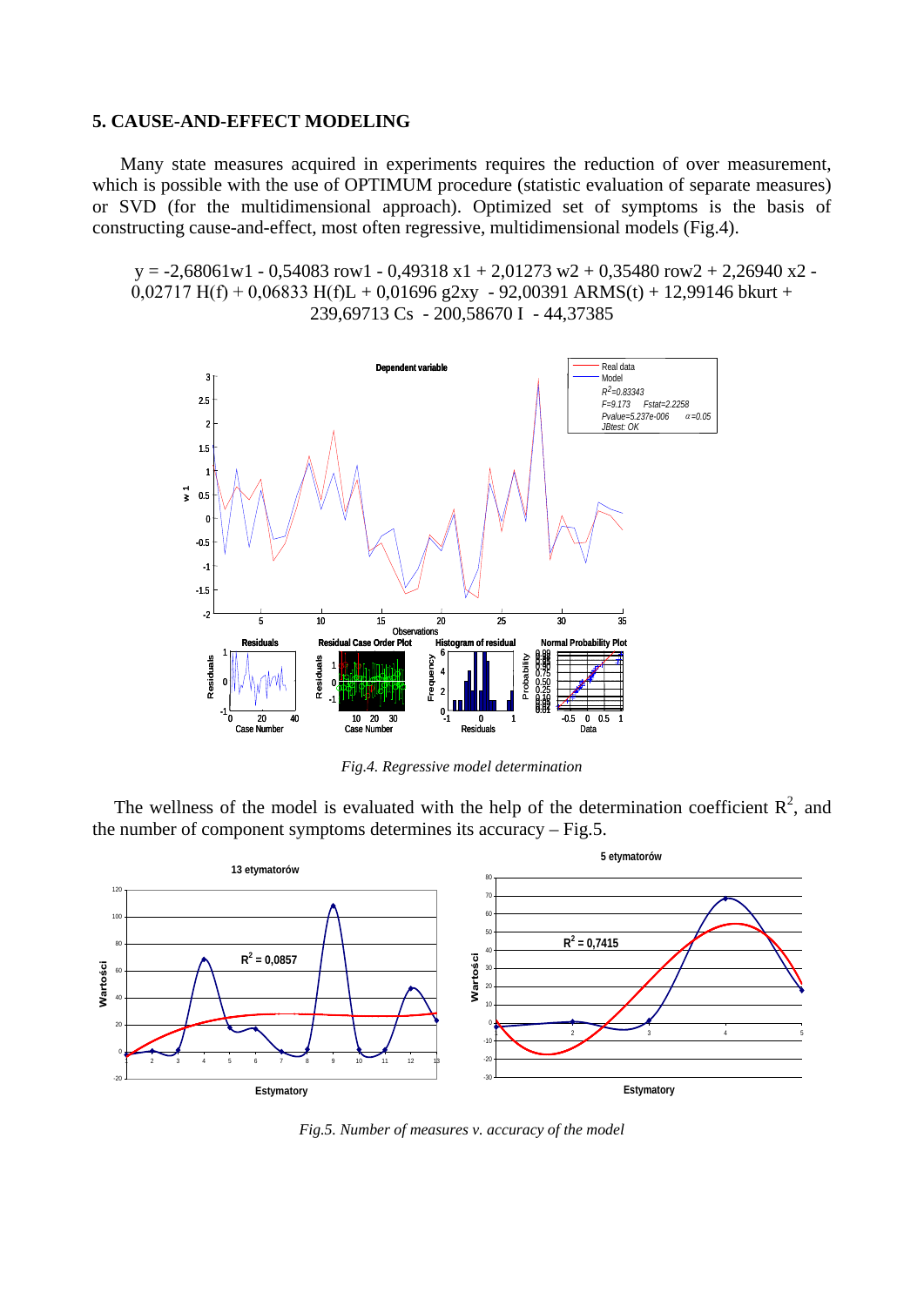## 5. CAUSE-AND-EFFECT MODELING

Many state measures acquired in experiments requires the reduction of over measurement, which is possible with the use of OPTIMUM procedure (statistic evaluation of separate measures) or SVD (for the multidimensional approach). Optimized set of symptoms is the basis of constructing cause-and-effect, most often regressive, multidimensional models (Fig.4).

$$y = -2{,}68061\text{w1} - 0{,}54083\ \text{row1} - 0{,}49318\ \text{x1} + 2{,}01273\ \text{w2} + 0{,}35480\ \text{row2} + 2{,}26940\ \text{x2} - 0{,}02717\ H(f) + 0{,}06833\ H(f)L + 0{,}01696\ \text{g2xy} - 92{,}00391\ \text{ARMS}(t) + 12{,}99146\ \text{bkurt} + 239{,}69713\ \text{Cs} - 200{,}58670\ \text{I} - 44{,}37385$$

*Fig.4. Regressive model determination*

The wellness of the model is evaluated with the help of the determination coefficient $R^2$, and the number of component symptoms determines its accuracy – Fig.5.

*Fig.5. Number of measures v. accuracy of the model*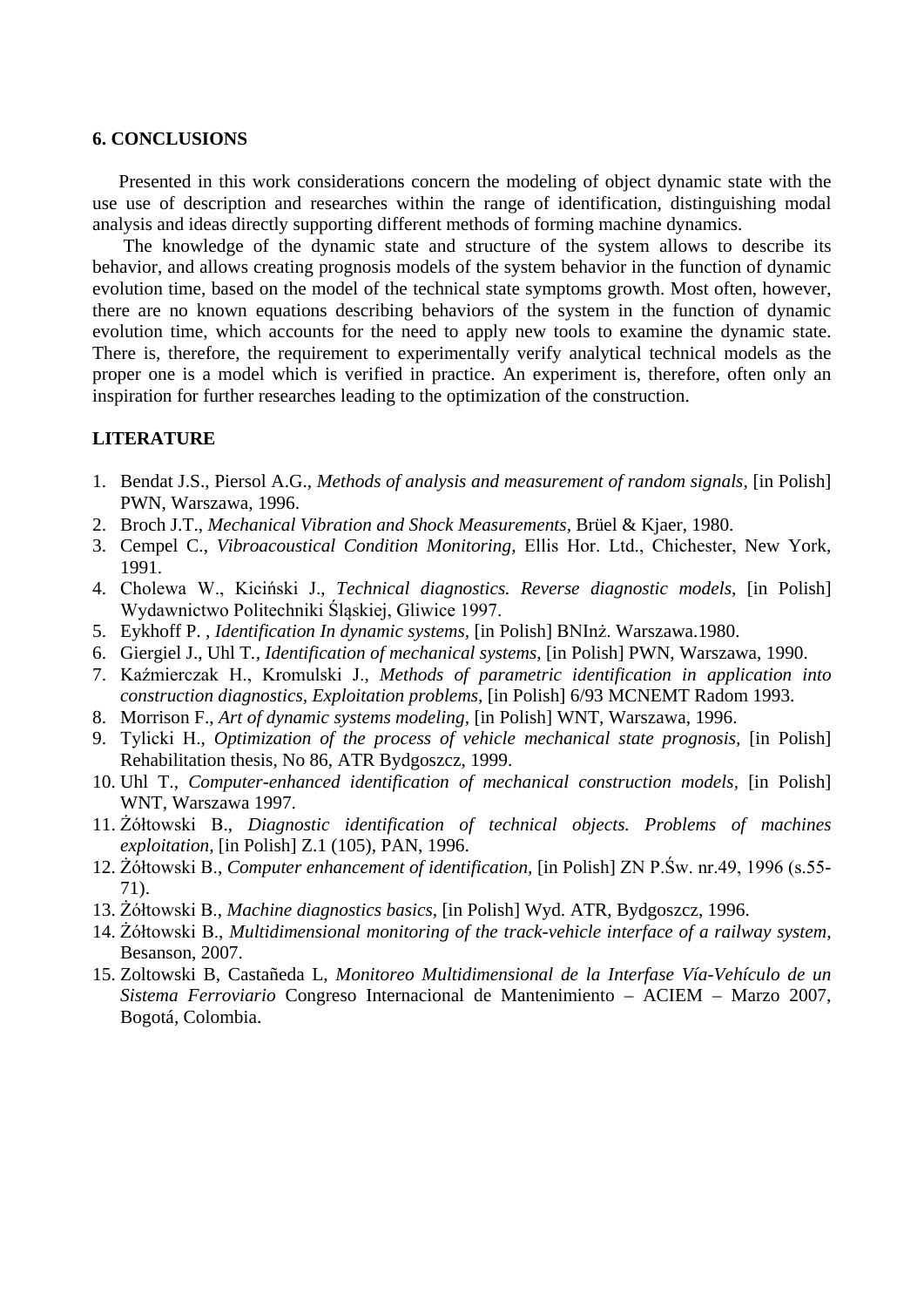## 6. CONCLUSIONS

Presented in this work considerations concern the modeling of object dynamic state with the use use of description and researches within the range of identification, distinguishing modal analysis and ideas directly supporting different methods of forming machine dynamics.

The knowledge of the dynamic state and structure of the system allows to describe its behavior, and allows creating prognosis models of the system behavior in the function of dynamic evolution time, based on the model of the technical state symptoms growth. Most often, however, there are no known equations describing behaviors of the system in the function of dynamic evolution time, which accounts for the need to apply new tools to examine the dynamic state. There is, therefore, the requirement to experimentally verify analytical technical models as the proper one is a model which is verified in practice. An experiment is, therefore, often only an inspiration for further researches leading to the optimization of the construction.

## LITERATURE

1. Bendat J.S., Piersol A.G., *Methods of analysis and measurement of random signals*, [in Polish] PWN, Warszawa, 1996.
2. Broch J.T., *Mechanical Vibration and Shock Measurements,* Brüel & Kjaer, 1980.
3. Cempel C., *Vibroacoustical Condition Monitoring,* Ellis Hor. Ltd., Chichester, New York, 1991.
4. Cholewa W., Kiciński J., *Technical diagnostics. Reverse diagnostic models,* [in Polish] Wydawnictwo Politechniki Śląskiej, Gliwice 1997.
5. Eykhoff P. *, Identification In dynamic systems,* [in Polish] BNInż. Warszawa.1980.
6. Giergiel J., Uhl T., *Identification of mechanical systems,* [in Polish] PWN, Warszawa, 1990.
7. Kaźmierczak H., Kromulski J., *Methods of parametric identification in application into construction diagnostics, Exploitation problems,* [in Polish] 6/93 MCNEMT Radom 1993.
8. Morrison F., *Art of dynamic systems modeling,* [in Polish] WNT, Warszawa, 1996.
9. Tylicki H., *Optimization of the process of vehicle mechanical state prognosis,* [in Polish] Rehabilitation thesis, No 86, ATR Bydgoszcz, 1999.
10. Uhl T., *Computer-enhanced identification of mechanical construction models,* [in Polish] WNT, Warszawa 1997.
11. Żółtowski B., *Diagnostic identification of technical objects. Problems of machines exploitation,* [in Polish] Z.1 (105), PAN, 1996.
12. Żółtowski B., *Computer enhancement of identification,* [in Polish] ZN P.Św. nr.49, 1996 (s.55-71).
13. Żółtowski B., *Machine diagnostics basics*, [in Polish] Wyd. ATR, Bydgoszcz, 1996.
14. Żółtowski B., *Multidimensional monitoring of the track-vehicle interface of a railway system,* Besanson, 2007.
15. Zoltowski B, Castañeda L, *Monitoreo Multidimensional de la Interfase Vía-Vehículo de un Sistema Ferroviario* Congreso Internacional de Mantenimiento – ACIEM – Marzo 2007, Bogotá, Colombia.